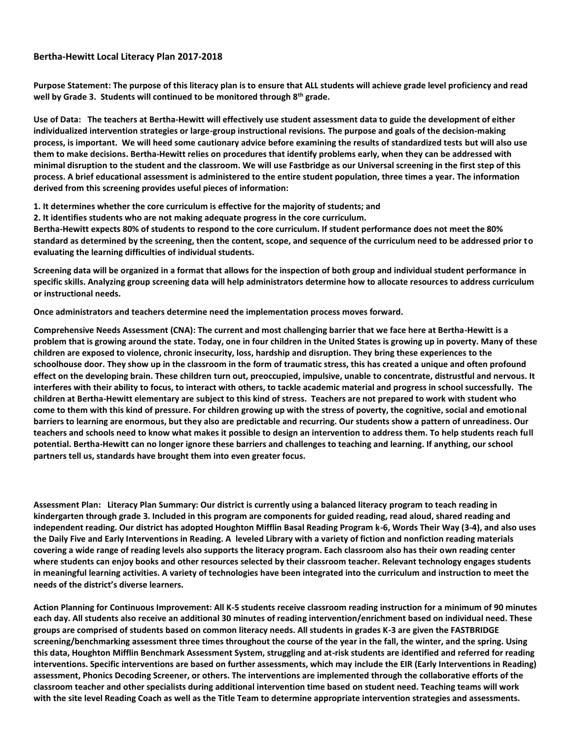# Bertha-Hewitt Local Literacy Plan 2017-2018

**Purpose Statement: The purpose of this literacy plan is to ensure that ALL students will achieve grade level proficiency and read well by Grade 3. Students will continued to be monitored through 8th grade.**

**Use of Data: The teachers at Bertha-Hewitt will effectively use student assessment data to guide the development of either individualized intervention strategies or large-group instructional revisions. The purpose and goals of the decision-making process, is important. We will heed some cautionary advice before examining the results of standardized tests but will also use them to make decisions. Bertha-Hewitt relies on procedures that identify problems early, when they can be addressed with minimal disruption to the student and the classroom. We will use Fastbridge as our Universal screening in the first step of this process. A brief educational assessment is administered to the entire student population, three times a year. The information derived from this screening provides useful pieces of information:**

**1. It determines whether the core curriculum is effective for the majority of students; and**
**2. It identifies students who are not making adequate progress in the core curriculum.**
**Bertha-Hewitt expects 80% of students to respond to the core curriculum. If student performance does not meet the 80% standard as determined by the screening, then the content, scope, and sequence of the curriculum need to be addressed prior to evaluating the learning difficulties of individual students.**

**Screening data will be organized in a format that allows for the inspection of both group and individual student performance in specific skills. Analyzing group screening data will help administrators determine how to allocate resources to address curriculum or instructional needs.**

**Once administrators and teachers determine need the implementation process moves forward.**

**Comprehensive Needs Assessment (CNA): The current and most challenging barrier that we face here at Bertha-Hewitt is a problem that is growing around the state. Today, one in four children in the United States is growing up in poverty. Many of these children are exposed to violence, chronic insecurity, loss, hardship and disruption. They bring these experiences to the schoolhouse door. They show up in the classroom in the form of traumatic stress, this has created a unique and often profound effect on the developing brain. These children turn out, preoccupied, impulsive, unable to concentrate, distrustful and nervous. It interferes with their ability to focus, to interact with others, to tackle academic material and progress in school successfully. The children at Bertha-Hewitt elementary are subject to this kind of stress. Teachers are not prepared to work with student who come to them with this kind of pressure. For children growing up with the stress of poverty, the cognitive, social and emotional barriers to learning are enormous, but they also are predictable and recurring. Our students show a pattern of unreadiness. Our teachers and schools need to know what makes it possible to design an intervention to address them. To help students reach full potential. Bertha-Hewitt can no longer ignore these barriers and challenges to teaching and learning. If anything, our school partners tell us, standards have brought them into even greater focus.**

**Assessment Plan: Literacy Plan Summary: Our district is currently using a balanced literacy program to teach reading in kindergarten through grade 3. Included in this program are components for guided reading, read aloud, shared reading and independent reading. Our district has adopted Houghton Mifflin Basal Reading Program k-6, Words Their Way (3-4), and also uses the Daily Five and Early Interventions in Reading. A leveled Library with a variety of fiction and nonfiction reading materials covering a wide range of reading levels also supports the literacy program. Each classroom also has their own reading center where students can enjoy books and other resources selected by their classroom teacher. Relevant technology engages students in meaningful learning activities. A variety of technologies have been integrated into the curriculum and instruction to meet the needs of the district's diverse learners.**

**Action Planning for Continuous Improvement: All K-5 students receive classroom reading instruction for a minimum of 90 minutes each day. All students also receive an additional 30 minutes of reading intervention/enrichment based on individual need. These groups are comprised of students based on common literacy needs. All students in grades K-3 are given the FASTBRIDGE screening/benchmarking assessment three times throughout the course of the year in the fall, the winter, and the spring. Using this data, Houghton Mifflin Benchmark Assessment System, struggling and at-risk students are identified and referred for reading interventions. Specific interventions are based on further assessments, which may include the EIR (Early Interventions in Reading) assessment, Phonics Decoding Screener, or others. The interventions are implemented through the collaborative efforts of the classroom teacher and other specialists during additional intervention time based on student need. Teaching teams will work with the site level Reading Coach as well as the Title Team to determine appropriate intervention strategies and assessments.**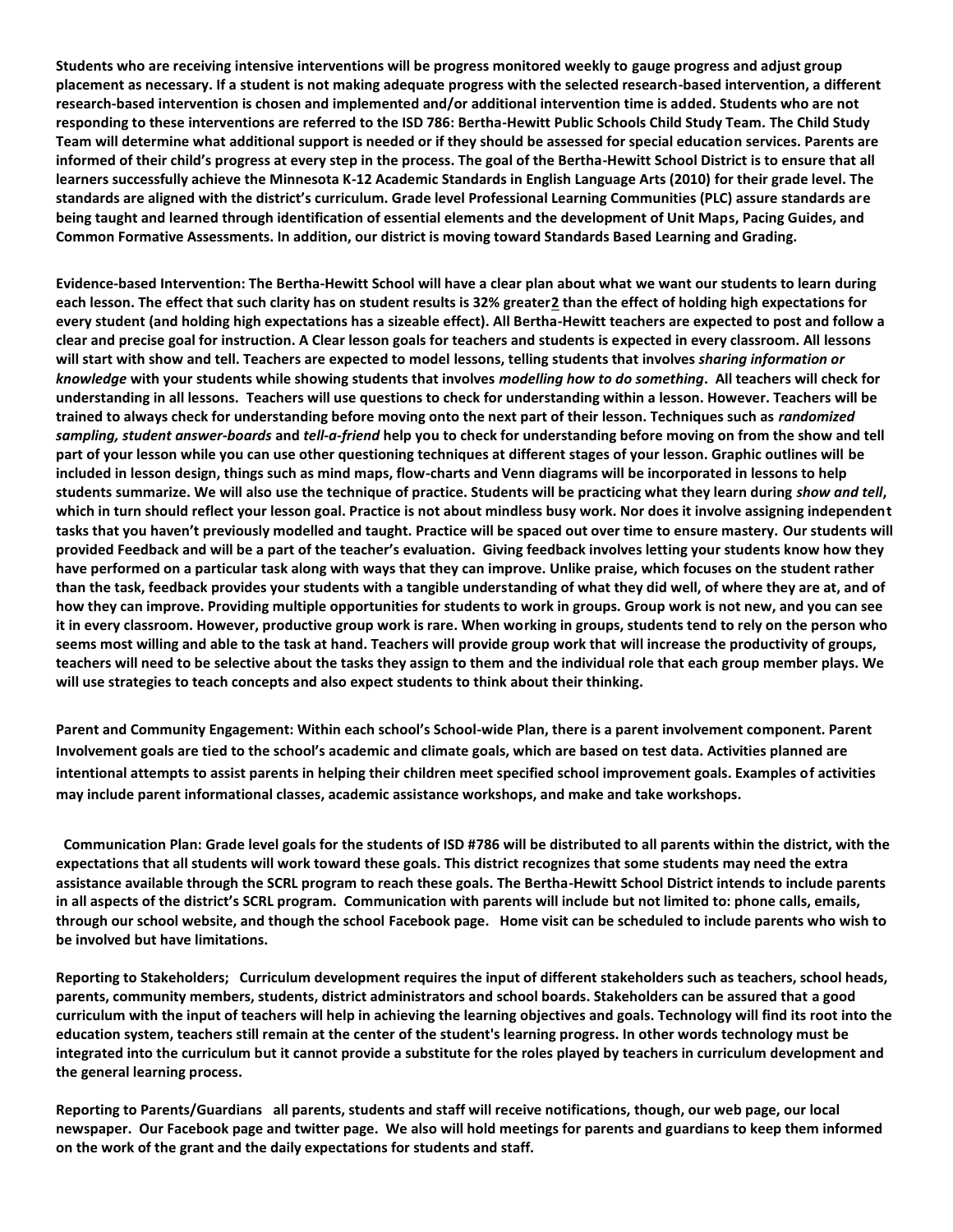**Students who are receiving intensive interventions will be progress monitored weekly to gauge progress and adjust group placement as necessary. If a student is not making adequate progress with the selected research-based intervention, a different research-based intervention is chosen and implemented and/or additional intervention time is added. Students who are not responding to these interventions are referred to the ISD 786: Bertha-Hewitt Public Schools Child Study Team. The Child Study Team will determine what additional support is needed or if they should be assessed for special education services. Parents are informed of their child's progress at every step in the process. The goal of the Bertha-Hewitt School District is to ensure that all learners successfully achieve the Minnesota K-12 Academic Standards in English Language Arts (2010) for their grade level. The standards are aligned with the district's curriculum. Grade level Professional Learning Communities (PLC) assure standards are being taught and learned through identification of essential elements and the development of Unit Maps, Pacing Guides, and Common Formative Assessments. In addition, our district is moving toward Standards Based Learning and Grading.**

**Evidence-based Intervention: The Bertha-Hewitt School will have a clear plan about what we want our students to learn during each lesson. The effect that such clarity has on student results is 32% greater[2] than the effect of holding high expectations for every student (and holding high expectations has a sizeable effect). All Bertha-Hewitt teachers are expected to post and follow a clear and precise goal for instruction. A Clear lesson goals for teachers and students is expected in every classroom. All lessons will start with show and tell. Teachers are expected to model lessons, telling students that involves *sharing information or knowledge* with your students while showing students that involves *modelling how to do something*. All teachers will check for understanding in all lessons. Teachers will use questions to check for understanding within a lesson. However. Teachers will be trained to always check for understanding before moving onto the next part of their lesson. Techniques such as *randomized sampling, student answer-boards* and *tell-a-friend* help you to check for understanding before moving on from the show and tell part of your lesson while you can use other questioning techniques at different stages of your lesson. Graphic outlines will be included in lesson design, things such as mind maps, flow-charts and Venn diagrams will be incorporated in lessons to help students summarize. We will also use the technique of practice. Students will be practicing what they learn during *show and tell*, which in turn should reflect your lesson goal. Practice is not about mindless busy work. Nor does it involve assigning independent tasks that you haven't previously modelled and taught. Practice will be spaced out over time to ensure mastery. Our students will provided Feedback and will be a part of the teacher's evaluation. Giving feedback involves letting your students know how they have performed on a particular task along with ways that they can improve. Unlike praise, which focuses on the student rather than the task, feedback provides your students with a tangible understanding of what they did well, of where they are at, and of how they can improve. Providing multiple opportunities for students to work in groups. Group work is not new, and you can see it in every classroom. However, productive group work is rare. When working in groups, students tend to rely on the person who seems most willing and able to the task at hand. Teachers will provide group work that will increase the productivity of groups, teachers will need to be selective about the tasks they assign to them and the individual role that each group member plays. We will use strategies to teach concepts and also expect students to think about their thinking.**

**Parent and Community Engagement: Within each school's School-wide Plan, there is a parent involvement component. Parent Involvement goals are tied to the school's academic and climate goals, which are based on test data. Activities planned are intentional attempts to assist parents in helping their children meet specified school improvement goals. Examples of activities may include parent informational classes, academic assistance workshops, and make and take workshops.**

**Communication Plan: Grade level goals for the students of ISD #786 will be distributed to all parents within the district, with the expectations that all students will work toward these goals. This district recognizes that some students may need the extra assistance available through the SCRL program to reach these goals. The Bertha-Hewitt School District intends to include parents in all aspects of the district's SCRL program. Communication with parents will include but not limited to: phone calls, emails, through our school website, and though the school Facebook page. Home visit can be scheduled to include parents who wish to be involved but have limitations.**

**Reporting to Stakeholders; Curriculum development requires the input of different stakeholders such as teachers, school heads, parents, community members, students, district administrators and school boards. Stakeholders can be assured that a good curriculum with the input of teachers will help in achieving the learning objectives and goals. Technology will find its root into the education system, teachers still remain at the center of the student's learning progress. In other words technology must be integrated into the curriculum but it cannot provide a substitute for the roles played by teachers in curriculum development and the general learning process.**

**Reporting to Parents/Guardians all parents, students and staff will receive notifications, though, our web page, our local newspaper. Our Facebook page and twitter page. We also will hold meetings for parents and guardians to keep them informed on the work of the grant and the daily expectations for students and staff.**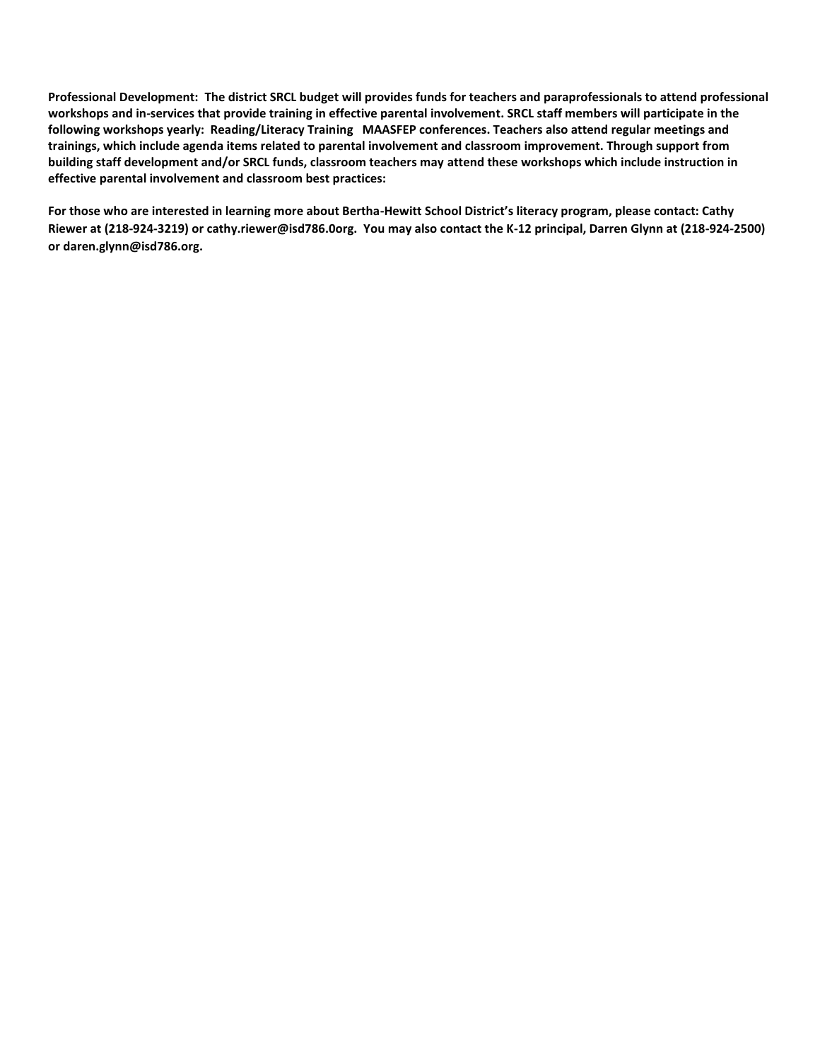**Professional Development: The district SRCL budget will provides funds for teachers and paraprofessionals to attend professional workshops and in-services that provide training in effective parental involvement. SRCL staff members will participate in the following workshops yearly: Reading/Literacy Training MAASFEP conferences. Teachers also attend regular meetings and trainings, which include agenda items related to parental involvement and classroom improvement. Through support from building staff development and/or SRCL funds, classroom teachers may attend these workshops which include instruction in effective parental involvement and classroom best practices:**

**For those who are interested in learning more about Bertha-Hewitt School District's literacy program, please contact: Cathy Riewer at (218-924-3219) or cathy.riewer@isd786.0org. You may also contact the K-12 principal, Darren Glynn at (218-924-2500) or daren.glynn@isd786.org.**